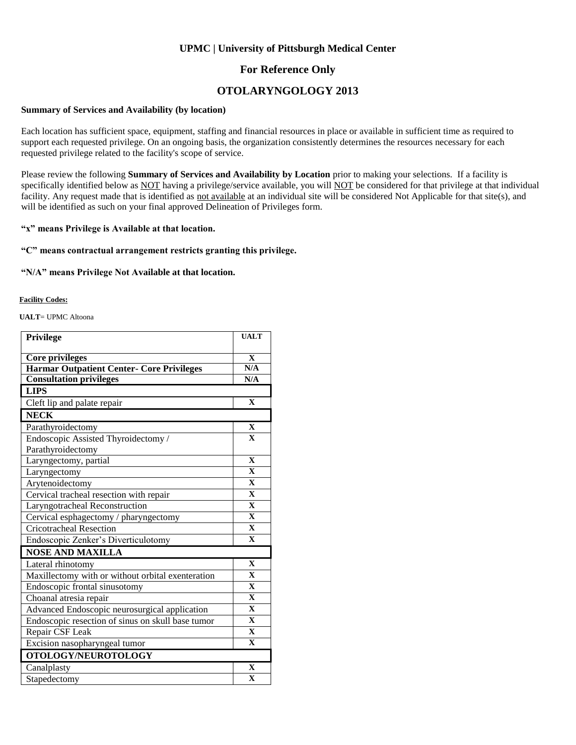## UPMC | University of Pittsburgh Medical Center

## For Reference Only

# OTOLARYNGOLOGY 2013

**Summary of Services and Availability (by location)**

Each location has sufficient space, equipment, staffing and financial resources in place or available in sufficient time as required to support each requested privilege. On an ongoing basis, the organization consistently determines the resources necessary for each requested privilege related to the facility's scope of service.

Please review the following **Summary of Services and Availability by Location** prior to making your selections. If a facility is specifically identified below as NOT having a privilege/service available, you will NOT be considered for that privilege at that individual facility. Any request made that is identified as not available at an individual site will be considered Not Applicable for that site(s), and will be identified as such on your final approved Delineation of Privileges form.

**"x" means Privilege is Available at that location.**

**"C" means contractual arrangement restricts granting this privilege.**

**"N/A" means Privilege Not Available at that location.**

**Facility Codes:**

**UALT**= UPMC Altoona

| Privilege | UALT |
|---|---|
| **Core privileges** | X |
| **Harmar Outpatient Center- Core Privileges** | N/A |
| **Consultation privileges** | N/A |
| **LIPS** | |
| Cleft lip and palate repair | X |
| **NECK** | |
| Parathyroidectomy | X |
| Endoscopic Assisted Thyroidectomy / Parathyroidectomy | X |
| Laryngectomy, partial | X |
| Laryngectomy | X |
| Arytenoidectomy | X |
| Cervical tracheal resection with repair | X |
| Laryngotracheal Reconstruction | X |
| Cervical esphagectomy / pharyngectomy | X |
| Cricotracheal Resection | X |
| Endoscopic Zenker's Diverticulotomy | X |
| **NOSE AND MAXILLA** | |
| Lateral rhinotomy | X |
| Maxillectomy with or without orbital exenteration | X |
| Endoscopic frontal sinusotomy | X |
| Choanal atresia repair | X |
| Advanced Endoscopic neurosurgical application | X |
| Endoscopic resection of sinus on skull base tumor | X |
| Repair CSF Leak | X |
| Excision nasopharyngeal tumor | X |
| **OTOLOGY/NEUROTOLOGY** | |
| Canalplasty | X |
| Stapedectomy | X |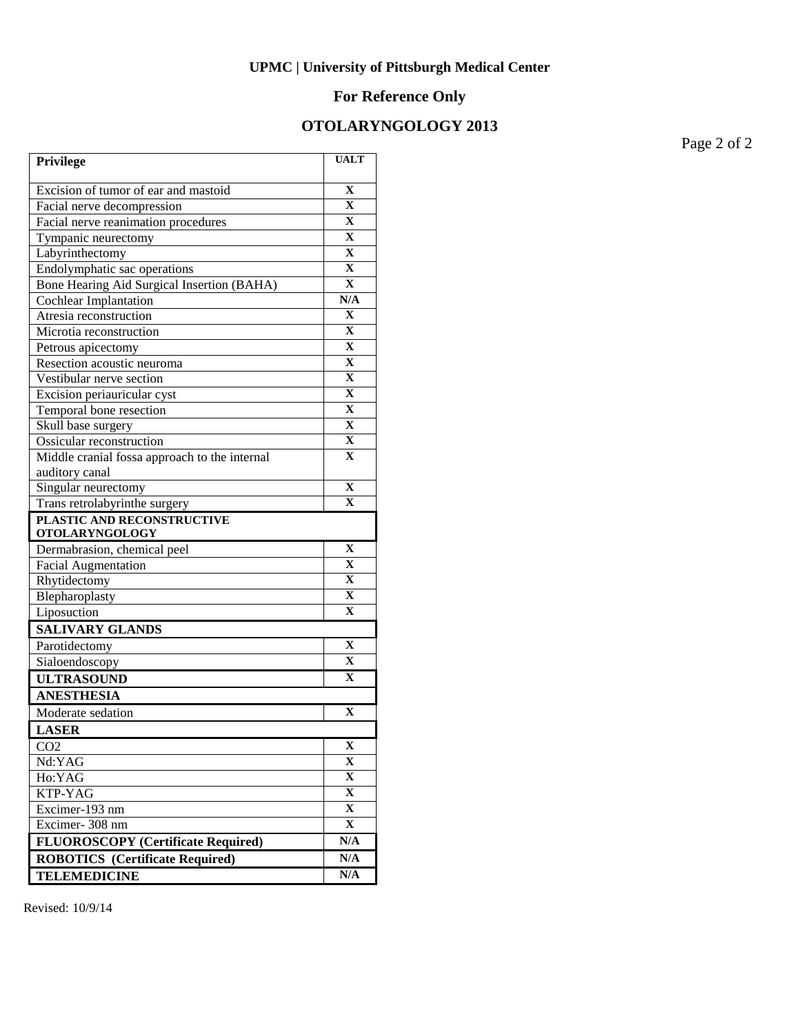**UPMC | University of Pittsburgh Medical Center**

## For Reference Only

## OTOLARYNGOLOGY 2013

| Privilege | UALT |
|---|---|
| Excision of tumor of ear and mastoid | X |
| Facial nerve decompression | X |
| Facial nerve reanimation procedures | X |
| Tympanic neurectomy | X |
| Labyrinthectomy | X |
| Endolymphatic sac operations | X |
| Bone Hearing Aid Surgical Insertion (BAHA) | X |
| Cochlear Implantation | N/A |
| Atresia reconstruction | X |
| Microtia reconstruction | X |
| Petrous apicectomy | X |
| Resection acoustic neuroma | X |
| Vestibular nerve section | X |
| Excision periauricular cyst | X |
| Temporal bone resection | X |
| Skull base surgery | X |
| Ossicular reconstruction | X |
| Middle cranial fossa approach to the internal auditory canal | X |
| Singular neurectomy | X |
| Trans retrolabyrinthe surgery | X |
| **PLASTIC AND RECONSTRUCTIVE OTOLARYNGOLOGY** | |
| Dermabrasion, chemical peel | X |
| Facial Augmentation | X |
| Rhytidectomy | X |
| Blepharoplasty | X |
| Liposuction | X |
| **SALIVARY GLANDS** | |
| Parotidectomy | X |
| Sialoendoscopy | X |
| **ULTRASOUND** | X |
| **ANESTHESIA** | |
| Moderate sedation | X |
| **LASER** | |
| $CO_2$ | X |
| Nd:YAG | X |
| Ho:YAG | X |
| KTP-YAG | X |
| Excimer-193 nm | X |
| Excimer- 308 nm | X |
| **FLUOROSCOPY (Certificate Required)** | N/A |
| **ROBOTICS (Certificate Required)** | N/A |
| **TELEMEDICINE** | N/A |

Revised: 10/9/14